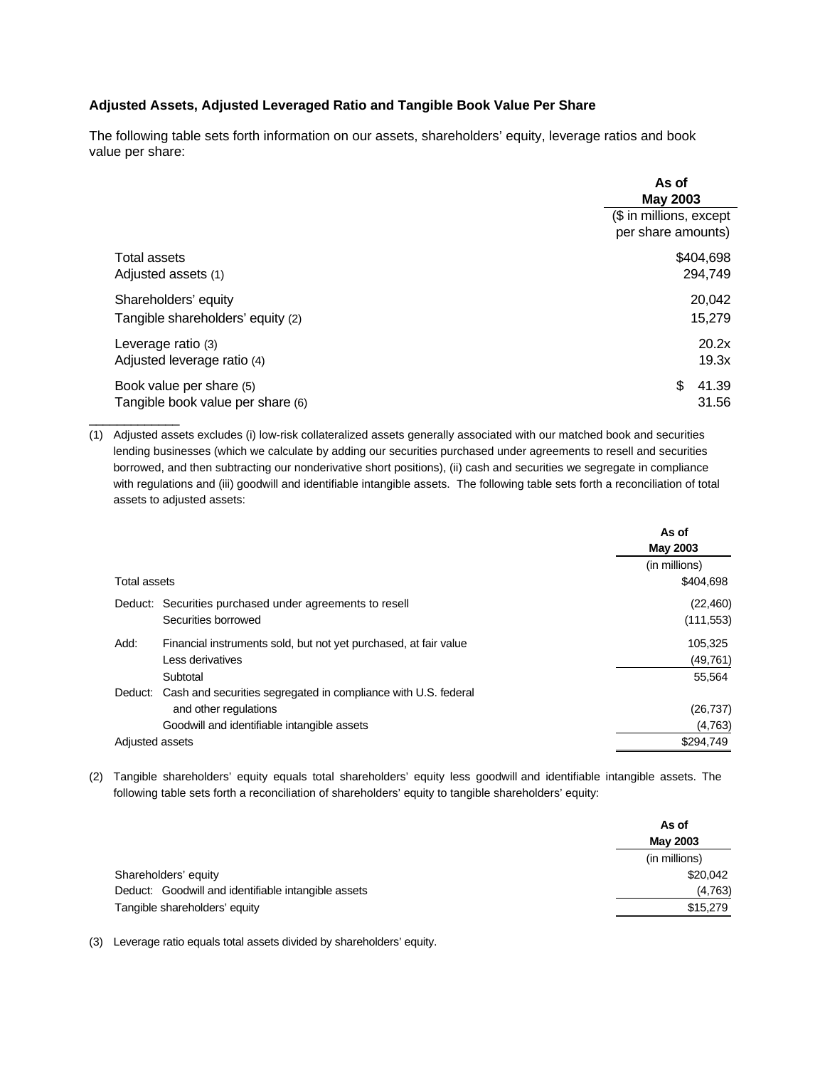**Adjusted Assets, Adjusted Leveraged Ratio and Tangible Book Value Per Share**

The following table sets forth information on our assets, shareholders' equity, leverage ratios and book value per share:

| | As of May 2003 |
|---|---|
| | ($ in millions, except per share amounts) |
| Total assets | $404,698 |
| Adjusted assets (1) | 294,749 |
| Shareholders' equity | 20,042 |
| Tangible shareholders' equity (2) | 15,279 |
| Leverage ratio (3) | 20.2x |
| Adjusted leverage ratio (4) | 19.3x |
| Book value per share (5) | $ 41.39 |
| Tangible book value per share (6) | 31.56 |

(1) Adjusted assets excludes (i) low-risk collateralized assets generally associated with our matched book and securities lending businesses (which we calculate by adding our securities purchased under agreements to resell and securities borrowed, and then subtracting our nonderivative short positions), (ii) cash and securities we segregate in compliance with regulations and (iii) goodwill and identifiable intangible assets. The following table sets forth a reconciliation of total assets to adjusted assets:

| | | As of May 2003 |
|---|---|---|
| | | (in millions) |
| Total assets | | $404,698 |
| Deduct: | Securities purchased under agreements to resell | (22,460) |
| | Securities borrowed | (111,553) |
| Add: | Financial instruments sold, but not yet purchased, at fair value | 105,325 |
| | Less derivatives | (49,761) |
| | Subtotal | 55,564 |
| Deduct: | Cash and securities segregated in compliance with U.S. federal and other regulations | (26,737) |
| | Goodwill and identifiable intangible assets | (4,763) |
| Adjusted assets | | $294,749 |

(2) Tangible shareholders' equity equals total shareholders' equity less goodwill and identifiable intangible assets. The following table sets forth a reconciliation of shareholders' equity to tangible shareholders' equity:

| | As of May 2003 |
|---|---|
| | (in millions) |
| Shareholders' equity | $20,042 |
| Deduct: Goodwill and identifiable intangible assets | (4,763) |
| Tangible shareholders' equity | $15,279 |

(3) Leverage ratio equals total assets divided by shareholders' equity.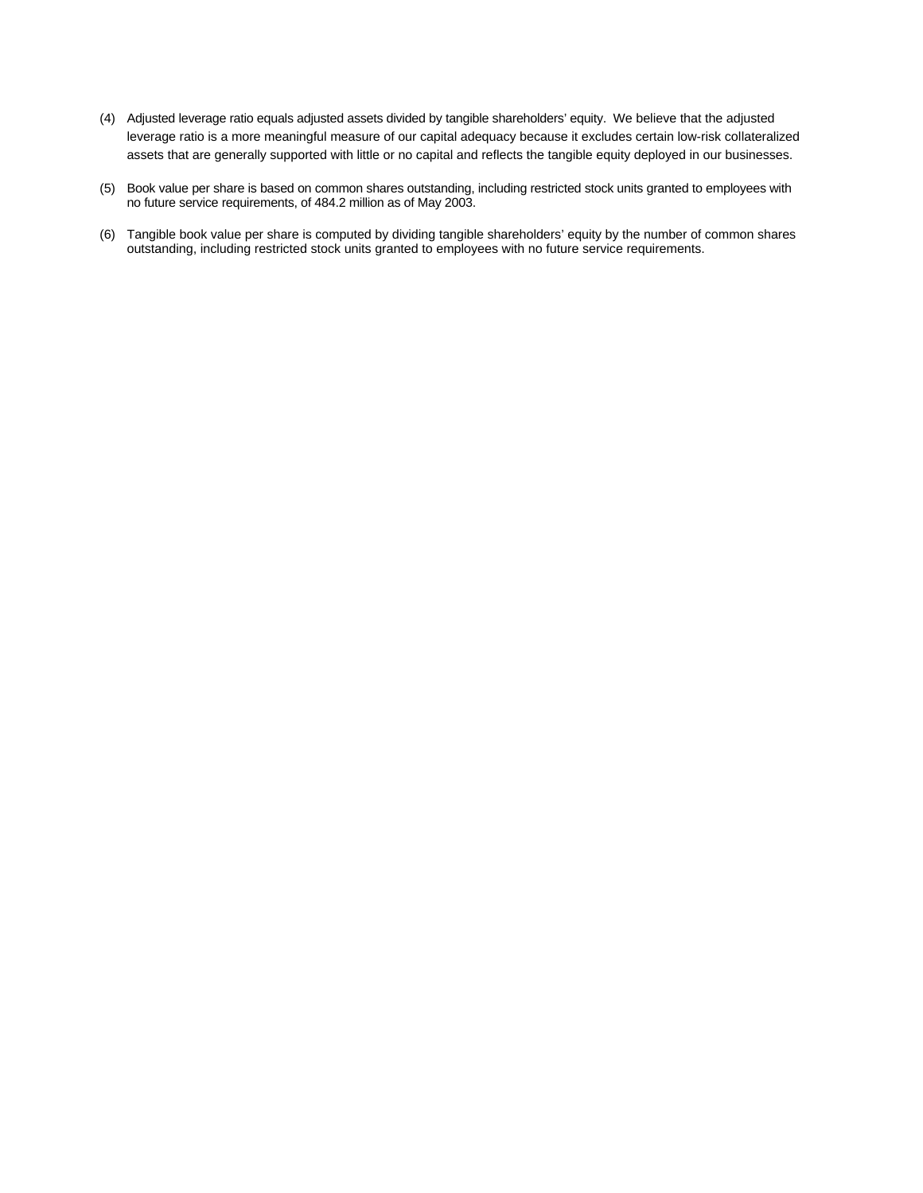(4) Adjusted leverage ratio equals adjusted assets divided by tangible shareholders' equity. We believe that the adjusted leverage ratio is a more meaningful measure of our capital adequacy because it excludes certain low-risk collateralized assets that are generally supported with little or no capital and reflects the tangible equity deployed in our businesses.

(5) Book value per share is based on common shares outstanding, including restricted stock units granted to employees with no future service requirements, of 484.2 million as of May 2003.

(6) Tangible book value per share is computed by dividing tangible shareholders' equity by the number of common shares outstanding, including restricted stock units granted to employees with no future service requirements.